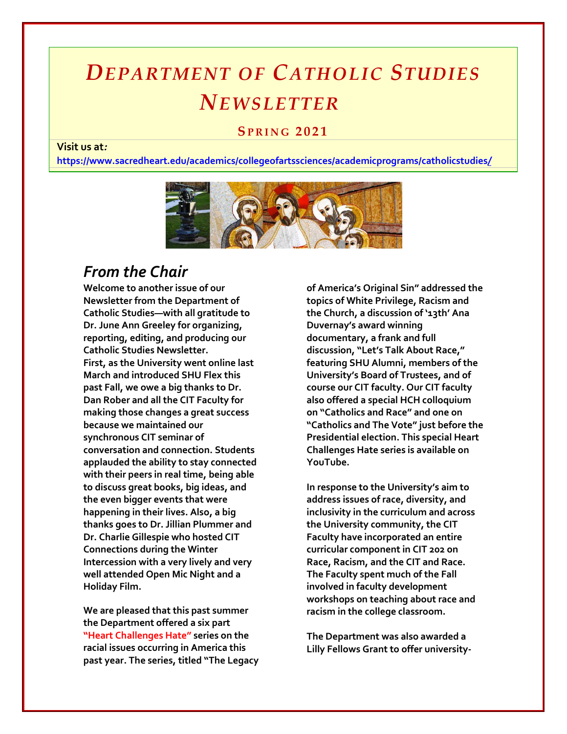# *DEPARTMENT OF CATHOLIC STUDIES NEWSLETTER*

## SPRING 2021

**Visit us at:**

**https://www.sacredheart.edu/academics/collegeofartssciences/academicprograms/catholicstudies/**

## *From the Chair*

**Welcome to another issue of our Newsletter from the Department of Catholic Studies—with all gratitude to Dr. June Ann Greeley for organizing, reporting, editing, and producing our Catholic Studies Newsletter.**

**First, as the University went online last March and introduced SHU Flex this past Fall, we owe a big thanks to Dr. Dan Rober and all the CIT Faculty for making those changes a great success because we maintained our synchronous CIT seminar of conversation and connection. Students applauded the ability to stay connected with their peers in real time, being able to discuss great books, big ideas, and the even bigger events that were happening in their lives. Also, a big thanks goes to Dr. Jillian Plummer and Dr. Charlie Gillespie who hosted CIT Connections during the Winter Intercession with a very lively and very well attended Open Mic Night and a Holiday Film.**

**We are pleased that this past summer the Department offered a six part "Heart Challenges Hate" series on the racial issues occurring in America this past year. The series, titled "The Legacy of America's Original Sin" addressed the topics of White Privilege, Racism and the Church, a discussion of '13th' Ana Duvernay's award winning documentary, a frank and full discussion, "Let's Talk About Race," featuring SHU Alumni, members of the University's Board of Trustees, and of course our CIT faculty. Our CIT faculty also offered a special HCH colloquium on "Catholics and Race" and one on "Catholics and The Vote" just before the Presidential election. This special Heart Challenges Hate series is available on YouTube.**

**In response to the University's aim to address issues of race, diversity, and inclusivity in the curriculum and across the University community, the CIT Faculty have incorporated an entire curricular component in CIT 202 on Race, Racism, and the CIT and Race. The Faculty spent much of the Fall involved in faculty development workshops on teaching about race and racism in the college classroom.**

**The Department was also awarded a Lilly Fellows Grant to offer university-**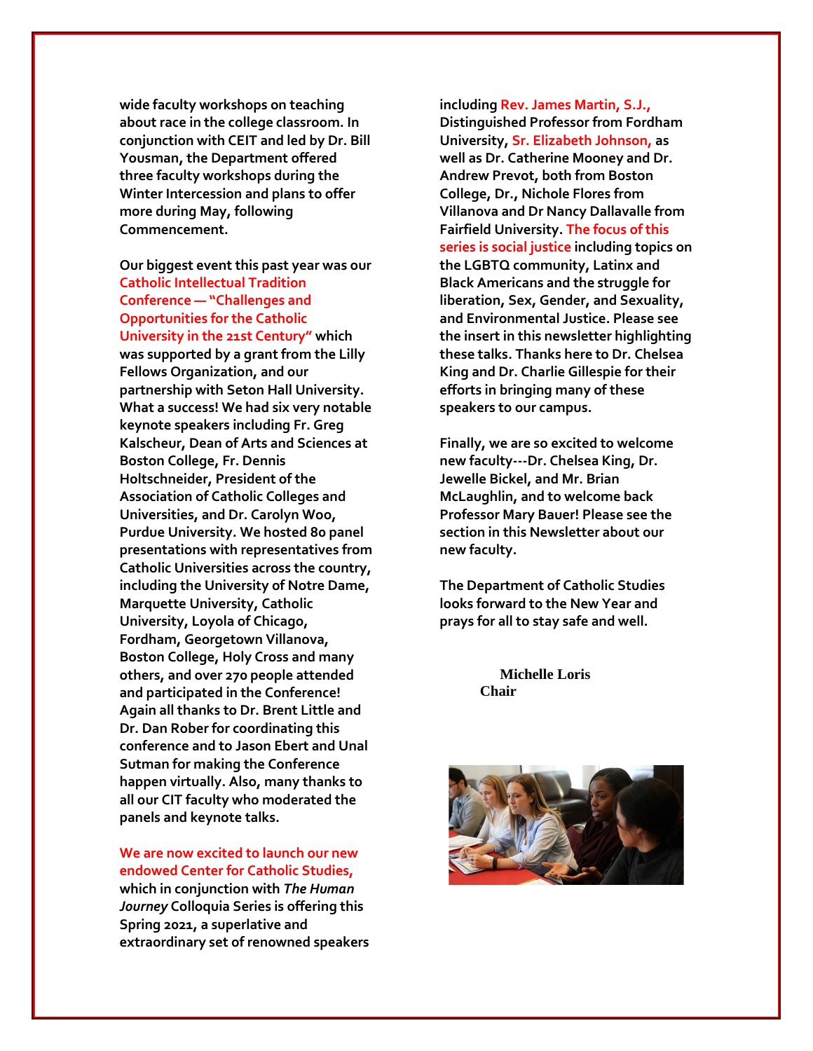wide faculty workshops on teaching about race in the college classroom. In conjunction with CEIT and led by Dr. Bill Yousman, the Department offered three faculty workshops during the Winter Intercession and plans to offer more during May, following Commencement.

Our biggest event this past year was our Catholic Intellectual Tradition Conference — "Challenges and Opportunities for the Catholic University in the 21st Century" which was supported by a grant from the Lilly Fellows Organization, and our partnership with Seton Hall University. What a success! We had six very notable keynote speakers including Fr. Greg Kalscheur, Dean of Arts and Sciences at Boston College, Fr. Dennis Holtschneider, President of the Association of Catholic Colleges and Universities, and Dr. Carolyn Woo, Purdue University. We hosted 80 panel presentations with representatives from Catholic Universities across the country, including the University of Notre Dame, Marquette University, Catholic University, Loyola of Chicago, Fordham, Georgetown Villanova, Boston College, Holy Cross and many others, and over 270 people attended and participated in the Conference! Again all thanks to Dr. Brent Little and Dr. Dan Rober for coordinating this conference and to Jason Ebert and Unal Sutman for making the Conference happen virtually. Also, many thanks to all our CIT faculty who moderated the panels and keynote talks.

We are now excited to launch our new endowed Center for Catholic Studies, which in conjunction with *The Human Journey* Colloquia Series is offering this Spring 2021, a superlative and extraordinary set of renowned speakers including Rev. James Martin, S.J., Distinguished Professor from Fordham University, Sr. Elizabeth Johnson, as well as Dr. Catherine Mooney and Dr. Andrew Prevot, both from Boston College, Dr., Nichole Flores from Villanova and Dr Nancy Dallavalle from Fairfield University. The focus of this series is social justice including topics on the LGBTQ community, Latinx and Black Americans and the struggle for liberation, Sex, Gender, and Sexuality, and Environmental Justice. Please see the insert in this newsletter highlighting these talks. Thanks here to Dr. Chelsea King and Dr. Charlie Gillespie for their efforts in bringing many of these speakers to our campus.

Finally, we are so excited to welcome new faculty---Dr. Chelsea King, Dr. Jewelle Bickel, and Mr. Brian McLaughlin, and to welcome back Professor Mary Bauer! Please see the section in this Newsletter about our new faculty.

The Department of Catholic Studies looks forward to the New Year and prays for all to stay safe and well.

**Michelle Loris**
**Chair**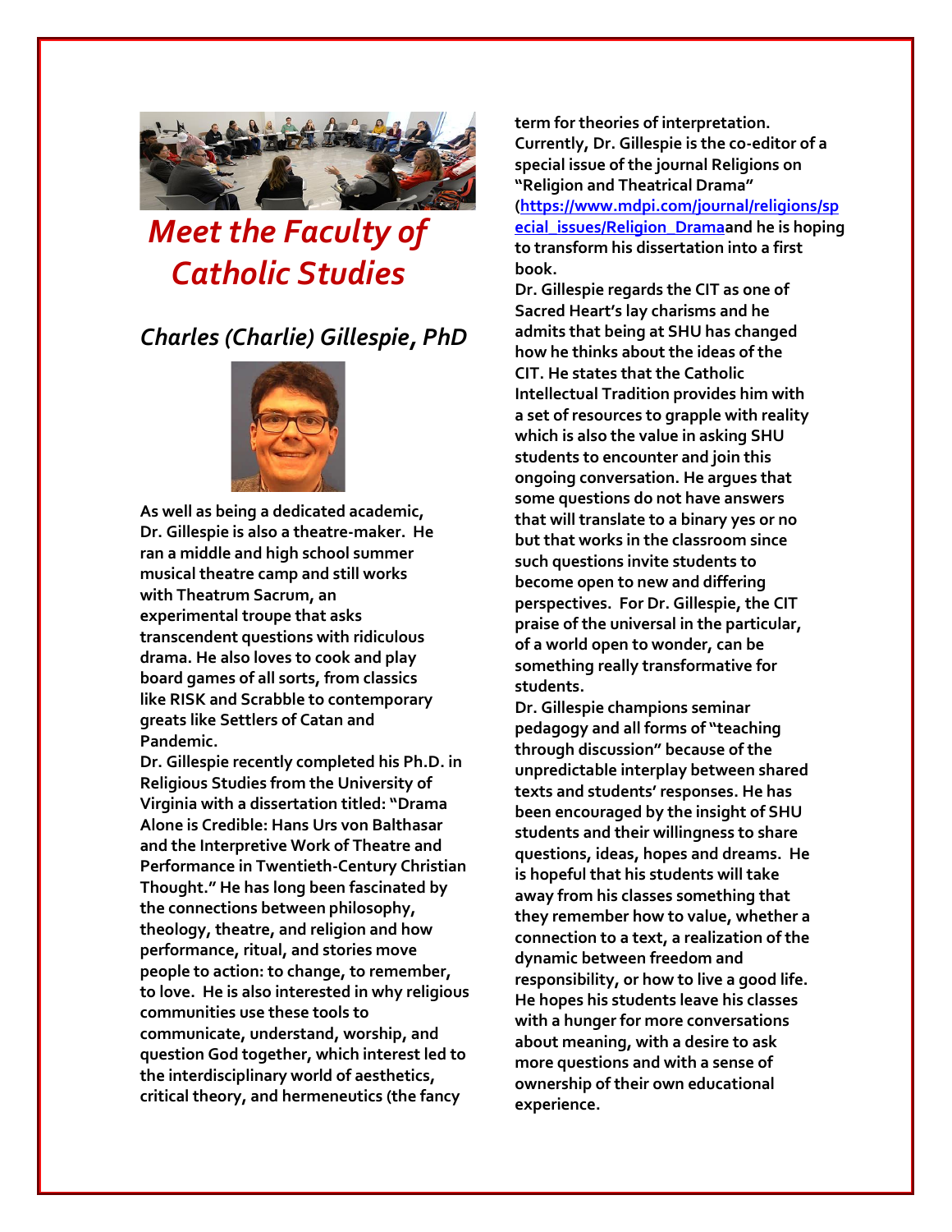# *Meet the Faculty of Catholic Studies*

## *Charles (Charlie) Gillespie, PhD*

**As well as being a dedicated academic, Dr. Gillespie is also a theatre-maker. He ran a middle and high school summer musical theatre camp and still works with Theatrum Sacrum, an experimental troupe that asks transcendent questions with ridiculous drama. He also loves to cook and play board games of all sorts, from classics like RISK and Scrabble to contemporary greats like Settlers of Catan and Pandemic.**

**Dr. Gillespie recently completed his Ph.D. in Religious Studies from the University of Virginia with a dissertation titled: "Drama Alone is Credible: Hans Urs von Balthasar and the Interpretive Work of Theatre and Performance in Twentieth-Century Christian Thought." He has long been fascinated by the connections between philosophy, theology, theatre, and religion and how performance, ritual, and stories move people to action: to change, to remember, to love. He is also interested in why religious communities use these tools to communicate, understand, worship, and question God together, which interest led to the interdisciplinary world of aesthetics, critical theory, and hermeneutics (the fancy term for theories of interpretation. Currently, Dr. Gillespie is the co-editor of a special issue of the journal Religions on "Religion and Theatrical Drama" ([https://www.mdpi.com/journal/religions/special_issues/Religion_Drama](https://www.mdpi.com/journal/religions/special_issues/Religion_Drama)and he is hoping to transform his dissertation into a first book.**

**Dr. Gillespie regards the CIT as one of Sacred Heart's lay charisms and he admits that being at SHU has changed how he thinks about the ideas of the CIT. He states that the Catholic Intellectual Tradition provides him with a set of resources to grapple with reality which is also the value in asking SHU students to encounter and join this ongoing conversation. He argues that some questions do not have answers that will translate to a binary yes or no but that works in the classroom since such questions invite students to become open to new and differing perspectives. For Dr. Gillespie, the CIT praise of the universal in the particular, of a world open to wonder, can be something really transformative for students.**

**Dr. Gillespie champions seminar pedagogy and all forms of "teaching through discussion" because of the unpredictable interplay between shared texts and students' responses. He has been encouraged by the insight of SHU students and their willingness to share questions, ideas, hopes and dreams. He is hopeful that his students will take away from his classes something that they remember how to value, whether a connection to a text, a realization of the dynamic between freedom and responsibility, or how to live a good life. He hopes his students leave his classes with a hunger for more conversations about meaning, with a desire to ask more questions and with a sense of ownership of their own educational experience.**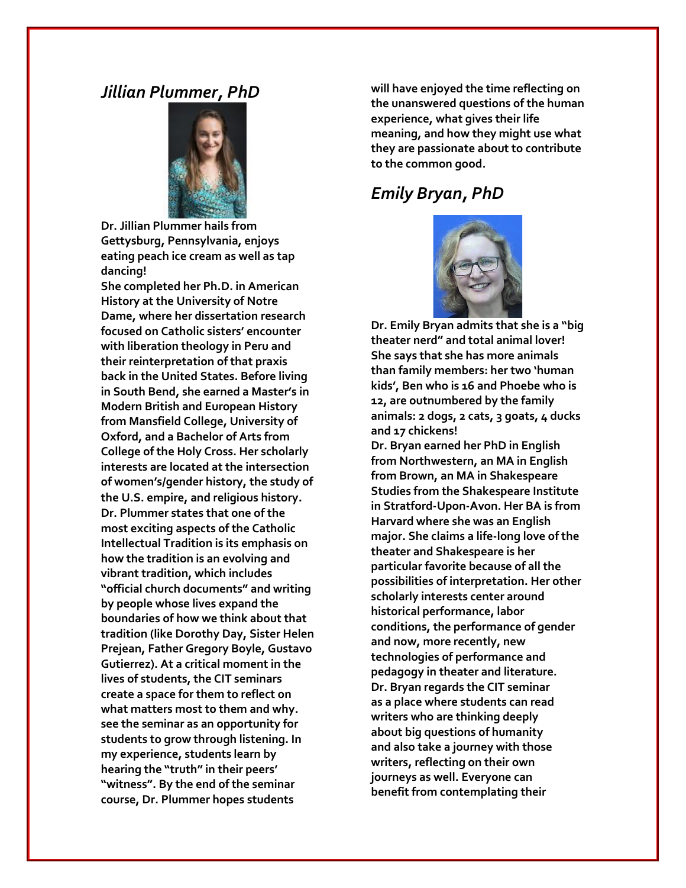## *Jillian Plummer, PhD*

**Dr. Jillian Plummer hails from Gettysburg, Pennsylvania, enjoys eating peach ice cream as well as tap dancing!**

**She completed her Ph.D. in American History at the University of Notre Dame, where her dissertation research focused on Catholic sisters' encounter with liberation theology in Peru and their reinterpretation of that praxis back in the United States. Before living in South Bend, she earned a Master's in Modern British and European History from Mansfield College, University of Oxford, and a Bachelor of Arts from College of the Holy Cross. Her scholarly interests are located at the intersection of women's/gender history, the study of the U.S. empire, and religious history. Dr. Plummer states that one of the most exciting aspects of the Catholic Intellectual Tradition is its emphasis on how the tradition is an evolving and vibrant tradition, which includes "official church documents" and writing by people whose lives expand the boundaries of how we think about that tradition (like Dorothy Day, Sister Helen Prejean, Father Gregory Boyle, Gustavo Gutierrez). At a critical moment in the lives of students, the CIT seminars create a space for them to reflect on what matters most to them and why. see the seminar as an opportunity for students to grow through listening. In my experience, students learn by hearing the "truth" in their peers' "witness". By the end of the seminar course, Dr. Plummer hopes students will have enjoyed the time reflecting on the unanswered questions of the human experience, what gives their life meaning, and how they might use what they are passionate about to contribute to the common good.**

## *Emily Bryan, PhD*

**Dr. Emily Bryan admits that she is a "big theater nerd" and total animal lover! She says that she has more animals than family members: her two 'human kids', Ben who is 16 and Phoebe who is 12, are outnumbered by the family animals: 2 dogs, 2 cats, 3 goats, 4 ducks and 17 chickens!**

**Dr. Bryan earned her PhD in English from Northwestern, an MA in English from Brown, an MA in Shakespeare Studies from the Shakespeare Institute in Stratford-Upon-Avon. Her BA is from Harvard where she was an English major. She claims a life-long love of the theater and Shakespeare is her particular favorite because of all the possibilities of interpretation. Her other scholarly interests center around historical performance, labor conditions, the performance of gender and now, more recently, new technologies of performance and pedagogy in theater and literature. Dr. Bryan regards the CIT seminar as a place where students can read writers who are thinking deeply about big questions of humanity and also take a journey with those writers, reflecting on their own journeys as well. Everyone can benefit from contemplating their**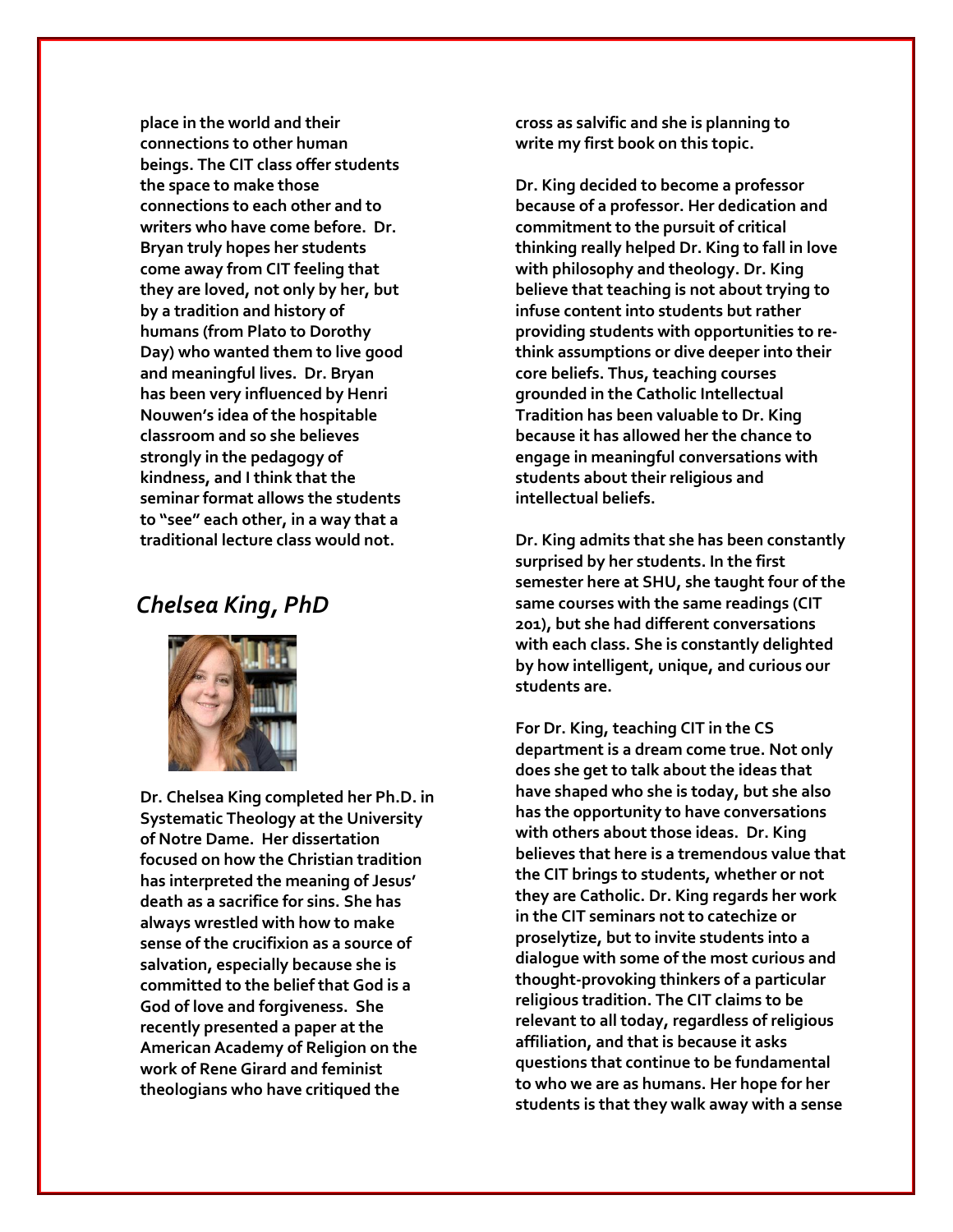place in the world and their connections to other human beings. The CIT class offer students the space to make those connections to each other and to writers who have come before. Dr. Bryan truly hopes her students come away from CIT feeling that they are loved, not only by her, but by a tradition and history of humans (from Plato to Dorothy Day) who wanted them to live good and meaningful lives. Dr. Bryan has been very influenced by Henri Nouwen's idea of the hospitable classroom and so she believes strongly in the pedagogy of kindness, and I think that the seminar format allows the students to "see" each other, in a way that a traditional lecture class would not.

## *Chelsea King, PhD*

Dr. Chelsea King completed her Ph.D. in Systematic Theology at the University of Notre Dame. Her dissertation focused on how the Christian tradition has interpreted the meaning of Jesus' death as a sacrifice for sins. She has always wrestled with how to make sense of the crucifixion as a source of salvation, especially because she is committed to the belief that God is a God of love and forgiveness. She recently presented a paper at the American Academy of Religion on the work of Rene Girard and feminist theologians who have critiqued the cross as salvific and she is planning to write my first book on this topic.

Dr. King decided to become a professor because of a professor. Her dedication and commitment to the pursuit of critical thinking really helped Dr. King to fall in love with philosophy and theology. Dr. King believe that teaching is not about trying to infuse content into students but rather providing students with opportunities to re-think assumptions or dive deeper into their core beliefs. Thus, teaching courses grounded in the Catholic Intellectual Tradition has been valuable to Dr. King because it has allowed her the chance to engage in meaningful conversations with students about their religious and intellectual beliefs.

Dr. King admits that she has been constantly surprised by her students. In the first semester here at SHU, she taught four of the same courses with the same readings (CIT 201), but she had different conversations with each class. She is constantly delighted by how intelligent, unique, and curious our students are.

For Dr. King, teaching CIT in the CS department is a dream come true. Not only does she get to talk about the ideas that have shaped who she is today, but she also has the opportunity to have conversations with others about those ideas. Dr. King believes that here is a tremendous value that the CIT brings to students, whether or not they are Catholic. Dr. King regards her work in the CIT seminars not to catechize or proselytize, but to invite students into a dialogue with some of the most curious and thought-provoking thinkers of a particular religious tradition. The CIT claims to be relevant to all today, regardless of religious affiliation, and that is because it asks questions that continue to be fundamental to who we are as humans. Her hope for her students is that they walk away with a sense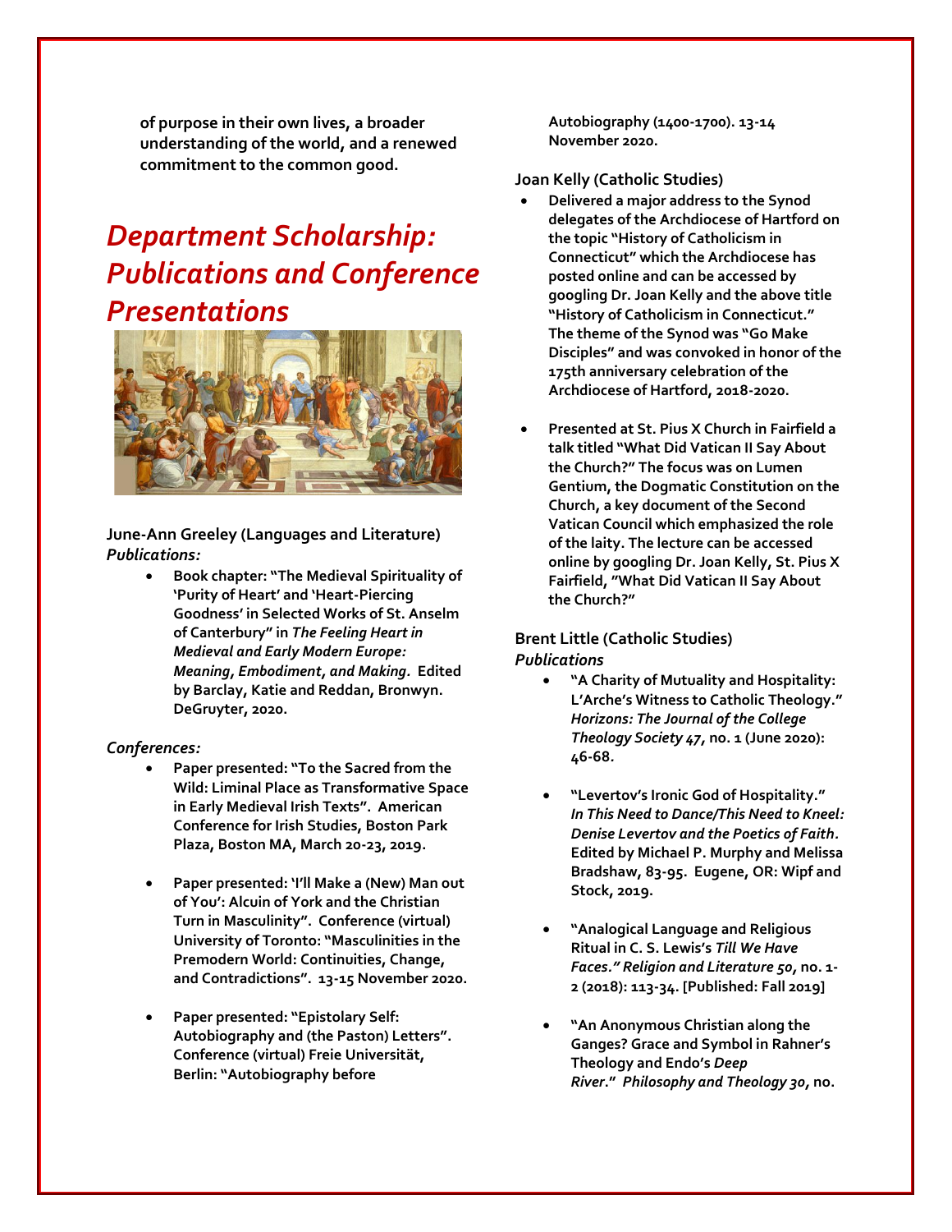of purpose in their own lives, a broader understanding of the world, and a renewed commitment to the common good.

# *Department Scholarship: Publications and Conference Presentations*

**June-Ann Greeley (Languages and Literature)**
*Publications:*

- Book chapter: "The Medieval Spirituality of 'Purity of Heart' and 'Heart-Piercing Goodness' in Selected Works of St. Anselm of Canterbury" in *The Feeling Heart in Medieval and Early Modern Europe: Meaning, Embodiment, and Making*. Edited by Barclay, Katie and Reddan, Bronwyn. DeGruyter, 2020.

*Conferences:*

- Paper presented: "To the Sacred from the Wild: Liminal Place as Transformative Space in Early Medieval Irish Texts". American Conference for Irish Studies, Boston Park Plaza, Boston MA, March 20-23, 2019.
- Paper presented: 'I'll Make a (New) Man out of You': Alcuin of York and the Christian Turn in Masculinity". Conference (virtual) University of Toronto: "Masculinities in the Premodern World: Continuities, Change, and Contradictions". 13-15 November 2020.
- Paper presented: "Epistolary Self: Autobiography and (the Paston) Letters". Conference (virtual) Freie Universität, Berlin: "Autobiography before Autobiography (1400-1700). 13-14 November 2020.

**Joan Kelly (Catholic Studies)**

- Delivered a major address to the Synod delegates of the Archdiocese of Hartford on the topic "History of Catholicism in Connecticut" which the Archdiocese has posted online and can be accessed by googling Dr. Joan Kelly and the above title "History of Catholicism in Connecticut." The theme of the Synod was "Go Make Disciples" and was convoked in honor of the 175th anniversary celebration of the Archdiocese of Hartford, 2018-2020.
- Presented at St. Pius X Church in Fairfield a talk titled "What Did Vatican II Say About the Church?" The focus was on Lumen Gentium, the Dogmatic Constitution on the Church, a key document of the Second Vatican Council which emphasized the role of the laity. The lecture can be accessed online by googling Dr. Joan Kelly, St. Pius X Fairfield, "What Did Vatican II Say About the Church?"

**Brent Little (Catholic Studies)**
*Publications*

- "A Charity of Mutuality and Hospitality: L'Arche's Witness to Catholic Theology." *Horizons: The Journal of the College Theology Society 47*, no. 1 (June 2020): 46-68.
- "Levertov's Ironic God of Hospitality." *In This Need to Dance/This Need to Kneel: Denise Levertov and the Poetics of Faith*. Edited by Michael P. Murphy and Melissa Bradshaw, 83-95. Eugene, OR: Wipf and Stock, 2019.
- "Analogical Language and Religious Ritual in C. S. Lewis's *Till We Have Faces." Religion and Literature 50*, no. 1-2 (2018): 113-34. [Published: Fall 2019]
- "An Anonymous Christian along the Ganges? Grace and Symbol in Rahner's Theology and Endo's *Deep River*." *Philosophy and Theology 30*, no.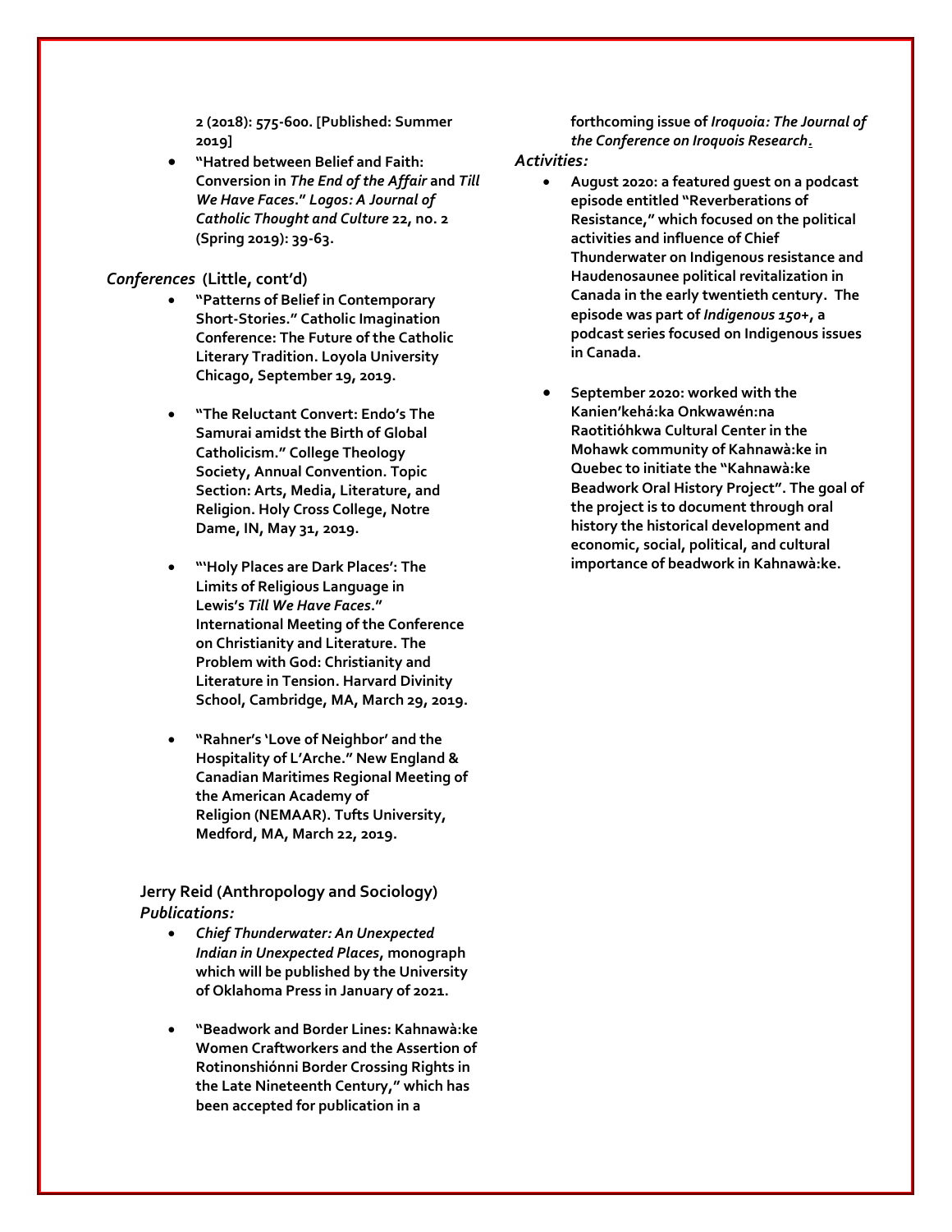**2 (2018): 575-600. [Published: Summer 2019]**

- **"Hatred between Belief and Faith: Conversion in *The End of the Affair* and *Till We Have Faces*." *Logos: A Journal of Catholic Thought and Culture* 22, no. 2 (Spring 2019): 39-63.**

### *Conferences* (Little, cont'd)

- **"Patterns of Belief in Contemporary Short-Stories." Catholic Imagination Conference: The Future of the Catholic Literary Tradition. Loyola University Chicago, September 19, 2019.**

- **"The Reluctant Convert: Endo's The Samurai amidst the Birth of Global Catholicism." College Theology Society, Annual Convention. Topic Section: Arts, Media, Literature, and Religion. Holy Cross College, Notre Dame, IN, May 31, 2019.**

- **"'Holy Places are Dark Places': The Limits of Religious Language in Lewis's *Till We Have Faces*." International Meeting of the Conference on Christianity and Literature. The Problem with God: Christianity and Literature in Tension. Harvard Divinity School, Cambridge, MA, March 29, 2019.**

- **"Rahner's 'Love of Neighbor' and the Hospitality of L'Arche." New England & Canadian Maritimes Regional Meeting of the American Academy of Religion (NEMAAR). Tufts University, Medford, MA, March 22, 2019.**

## Jerry Reid (Anthropology and Sociology)

### *Publications:*

- ***Chief Thunderwater: An Unexpected Indian in Unexpected Places*, monograph which will be published by the University of Oklahoma Press in January of 2021.**

- **"Beadwork and Border Lines: Kahnawà:ke Women Craftworkers and the Assertion of Rotinonshiónni Border Crossing Rights in the Late Nineteenth Century," which has been accepted for publication in a forthcoming issue of *Iroquoia: The Journal of the Conference on Iroquois Research*.**

### *Activities:*

- **August 2020: a featured guest on a podcast episode entitled "Reverberations of Resistance," which focused on the political activities and influence of Chief Thunderwater on Indigenous resistance and Haudenosaunee political revitalization in Canada in the early twentieth century. The episode was part of *Indigenous 150+*, a podcast series focused on Indigenous issues in Canada.**

- **September 2020: worked with the Kanien'kehá:ka Onkwawén:na Raotitióhkwa Cultural Center in the Mohawk community of Kahnawà:ke in Quebec to initiate the "Kahnawà:ke Beadwork Oral History Project". The goal of the project is to document through oral history the historical development and economic, social, political, and cultural importance of beadwork in Kahnawà:ke.**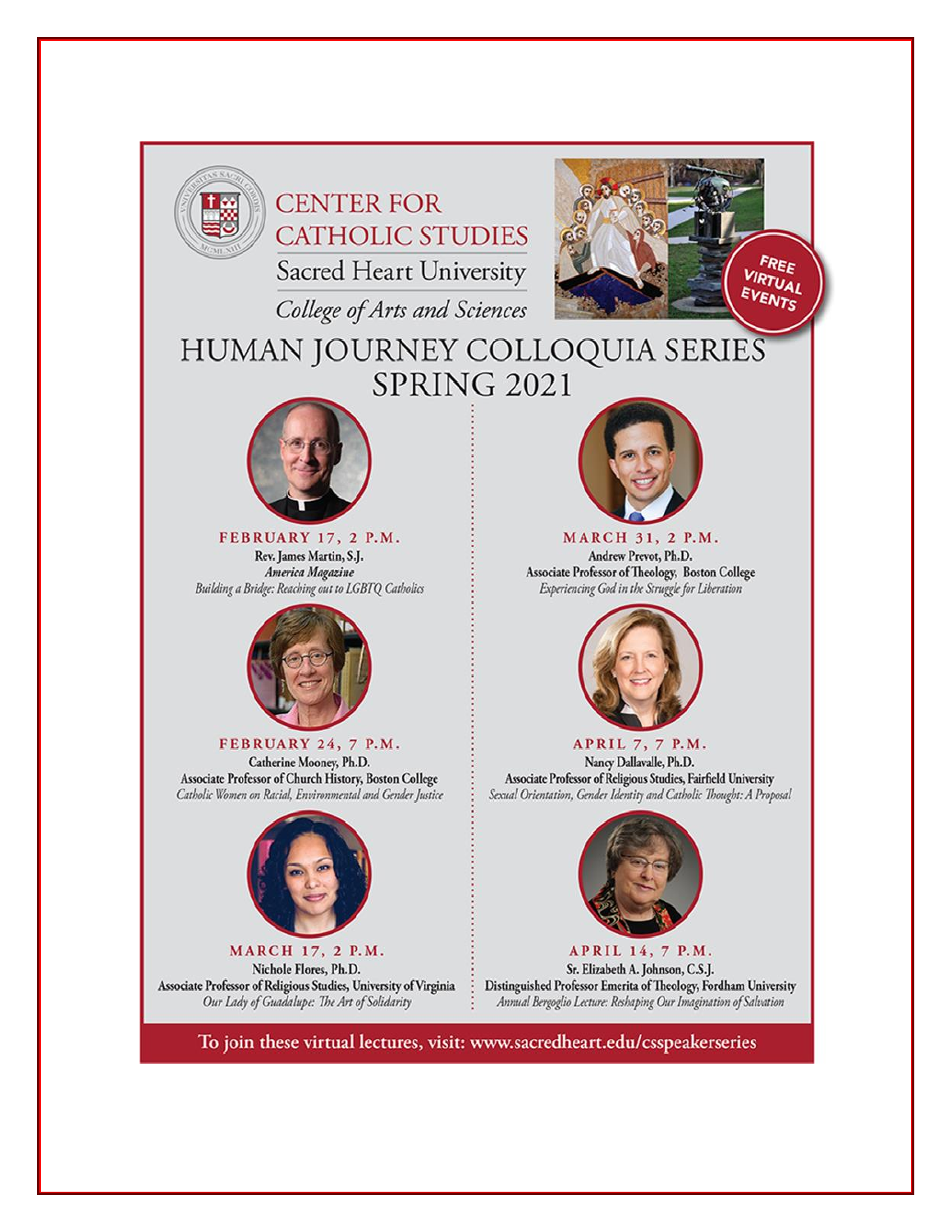CENTER FOR CATHOLIC STUDIES

Sacred Heart University

*College of Arts and Sciences*

FREE VIRTUAL EVENTS

# HUMAN JOURNEY COLLOQUIA SERIES SPRING 2021

**FEBRUARY 17, 2 P.M.**
Rev. James Martin, S.J.
***America Magazine***
*Building a Bridge: Reaching out to LGBTQ Catholics*

**FEBRUARY 24, 7 P.M.**
Catherine Mooney, Ph.D.
Associate Professor of Church History, Boston College
*Catholic Women on Racial, Environmental and Gender Justice*

**MARCH 17, 2 P.M.**
Nichole Flores, Ph.D.
Associate Professor of Religious Studies, University of Virginia
*Our Lady of Guadalupe: The Art of Solidarity*

**MARCH 31, 2 P.M.**
Andrew Prevot, Ph.D.
Associate Professor of Theology, Boston College
*Experiencing God in the Struggle for Liberation*

**APRIL 7, 7 P.M.**
Nancy Dallavalle, Ph.D.
Associate Professor of Religious Studies, Fairfield University
*Sexual Orientation, Gender Identity and Catholic Thought: A Proposal*

**APRIL 14, 7 P.M.**
Sr. Elizabeth A. Johnson, C.S.J.
Distinguished Professor Emerita of Theology, Fordham University
*Annual Bergoglio Lecture: Reshaping Our Imagination of Salvation*

To join these virtual lectures, visit: www.sacredheart.edu/csspeakerseries